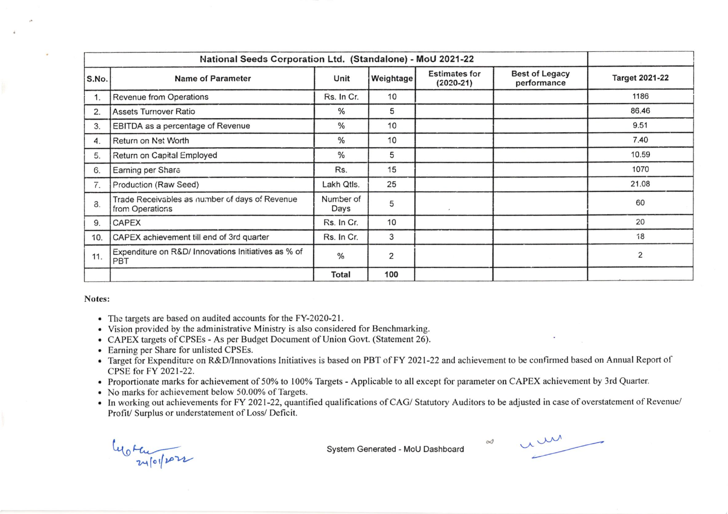| National Seeds Corporation Ltd. (Standalone) - MoU 2021-22 | | | | | | |
|---|---|---|---|---|---|---|
| S.No. | Name of Parameter | Unit | Weightage | Estimates for (2020-21) | Best of Legacy performance | Target 2021-22 |
| 1. | Revenue from Operations | Rs. In Cr. | 10 | | | 1186 |
| 2. | Assets Turnover Ratio | % | 5 | | | 86.46 |
| 3. | EBITDA as a percentage of Revenue | % | 10 | | | 9.51 |
| 4. | Return on Net Worth | % | 10 | | | 7.40 |
| 5. | Return on Capital Employed | % | 5 | | | 10.59 |
| 6. | Earning per Share | Rs. | 15 | | | 1070 |
| 7. | Production (Raw Seed) | Lakh Qtls. | 25 | | | 21.08 |
| 8. | Trade Receivables as number of days of Revenue from Operations | Number of Days | 5 | | | 60 |
| 9. | CAPEX | Rs. In Cr. | 10 | | | 20 |
| 10. | CAPEX achievement till end of 3rd quarter | Rs. In Cr. | 3 | | | 18 |
| 11. | Expenditure on R&D/ Innovations Initiatives as % of PBT | % | 2 | | | 2 |
| | | Total | 100 | | | |

**Notes:**

- The targets are based on audited accounts for the FY-2020-21.
- Vision provided by the administrative Ministry is also considered for Benchmarking.
- CAPEX targets of CPSEs - As per Budget Document of Union Govt. (Statement 26).
- Earning per Share for unlisted CPSEs.
- Target for Expenditure on R&D/Innovations Initiatives is based on PBT of FY 2021-22 and achievement to be confirmed based on Annual Report of CPSE for FY 2021-22.
- Proportionate marks for achievement of 50% to 100% Targets - Applicable to all except for parameter on CAPEX achievement by 3rd Quarter.
- No marks for achievement below 50.00% of Targets.
- In working out achievements for FY 2021-22, quantified qualifications of CAG/ Statutory Auditors to be adjusted in case of overstatement of Revenue/ Profit/ Surplus or understatement of Loss/ Deficit.

24/01/2022

System Generated - MoU Dashboard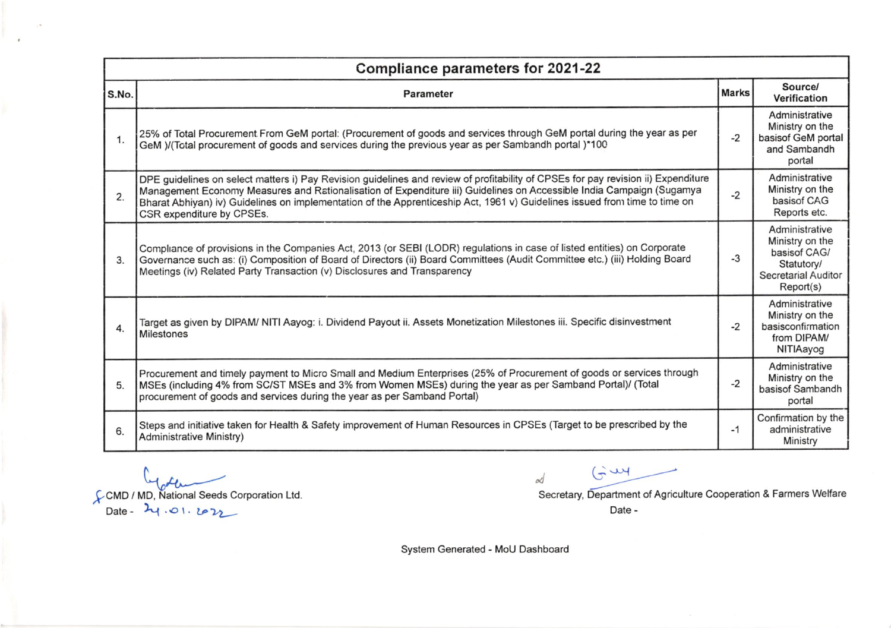| Compliance parameters for 2021-22 | | | |
|---|---|---|---|
| **S.No.** | **Parameter** | **Marks** | **Source/ Verification** |
| 1. | 25% of Total Procurement From GeM portal: (Procurement of goods and services through GeM portal during the year as per GeM )/(Total procurement of goods and services during the previous year as per Sambandh portal )*100 | -2 | Administrative Ministry on the basisof GeM portal and Sambandh portal |
| 2. | DPE guidelines on select matters i) Pay Revision guidelines and review of profitability of CPSEs for pay revision ii) Expenditure Management Economy Measures and Rationalisation of Expenditure iii) Guidelines on Accessible India Campaign (Sugamya Bharat Abhiyan) iv) Guidelines on implementation of the Apprenticeship Act, 1961 v) Guidelines issued from time to time on CSR expenditure by CPSEs. | -2 | Administrative Ministry on the basisof CAG Reports etc. |
| 3. | Compliance of provisions in the Companies Act, 2013 (or SEBI (LODR) regulations in case of listed entities) on Corporate Governance such as: (i) Composition of Board of Directors (ii) Board Committees (Audit Committee etc.) (iii) Holding Board Meetings (iv) Related Party Transaction (v) Disclosures and Transparency | -3 | Administrative Ministry on the basisof CAG/ Statutory/ Secretarial Auditor Report(s) |
| 4. | Target as given by DIPAM/ NITI Aayog: i. Dividend Payout ii. Assets Monetization Milestones iii. Specific disinvestment Milestones | -2 | Administrative Ministry on the basisconfirmation from DIPAM/ NITIAayog |
| 5. | Procurement and timely payment to Micro Small and Medium Enterprises (25% of Procurement of goods or services through MSEs (including 4% from SC/ST MSEs and 3% from Women MSEs) during the year as per Samband Portal)/ (Total procurement of goods and services during the year as per Samband Portal) | -2 | Administrative Ministry on the basisof Sambandh portal |
| 6. | Steps and initiative taken for Health & Safety improvement of Human Resources in CPSEs (Target to be prescribed by the Administrative Ministry) | -1 | Confirmation by the administrative Ministry |

CMD / MD, National Seeds Corporation Ltd.
Date - 24.01.2022

Secretary, Department of Agriculture Cooperation & Farmers Welfare
Date -

System Generated - MoU Dashboard